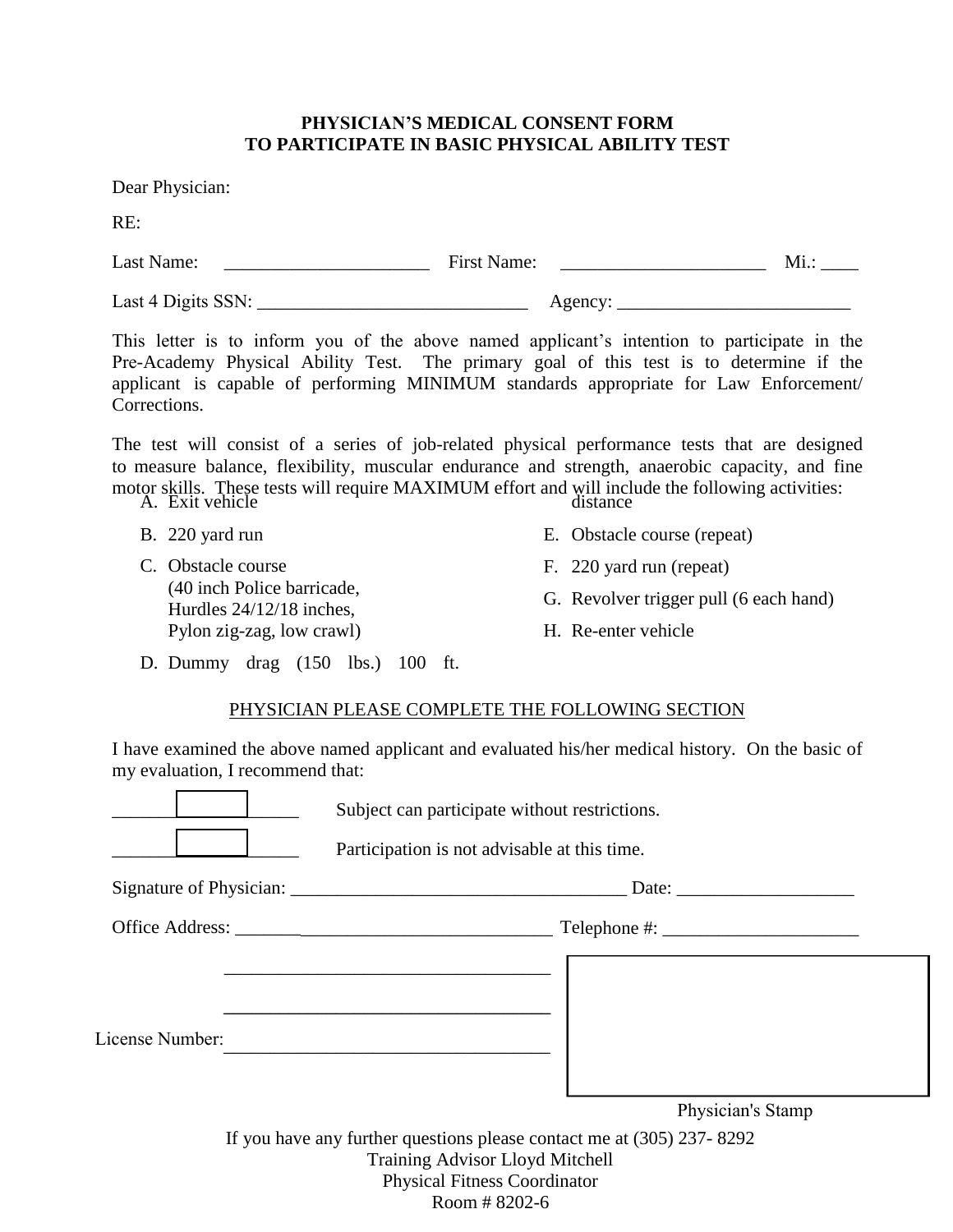**PHYSICIAN'S MEDICAL CONSENT FORM**
**TO PARTICIPATE IN BASIC PHYSICAL ABILITY TEST**

Dear Physician:

RE:

Last Name: ______________________ First Name: ______________________ Mi.: ____

Last 4 Digits SSN: _____________________________ Agency: _________________________

This letter is to inform you of the above named applicant's intention to participate in the Pre-Academy Physical Ability Test. The primary goal of this test is to determine if the applicant is capable of performing MINIMUM standards appropriate for Law Enforcement/ Corrections.

The test will consist of a series of job-related physical performance tests that are designed to measure balance, flexibility, muscular endurance and strength, anaerobic capacity, and fine motor skills. These tests will require MAXIMUM effort and will include the following activities:

A. Exit vehicle
B. 220 yard run
C. Obstacle course (40 inch Police barricade, Hurdles 24/12/18 inches, Pylon zig-zag, low crawl)
D. Dummy drag (150 lbs.) 100 ft. distance
E. Obstacle course (repeat)
F. 220 yard run (repeat)
G. Revolver trigger pull (6 each hand)
H. Re-enter vehicle

PHYSICIAN PLEASE COMPLETE THE FOLLOWING SECTION

I have examined the above named applicant and evaluated his/her medical history. On the basic of my evaluation, I recommend that:

☐ Subject can participate without restrictions.

☐ Participation is not advisable at this time.

Signature of Physician: ____________________________________ Date: ___________________

Office Address: ___________________________________ Telephone #: _____________________

___________________________________

___________________________________

License Number: ___________________________________

Physician's Stamp

If you have any further questions please contact me at (305) 237- 8292
Training Advisor Lloyd Mitchell
Physical Fitness Coordinator
Room # 8202-6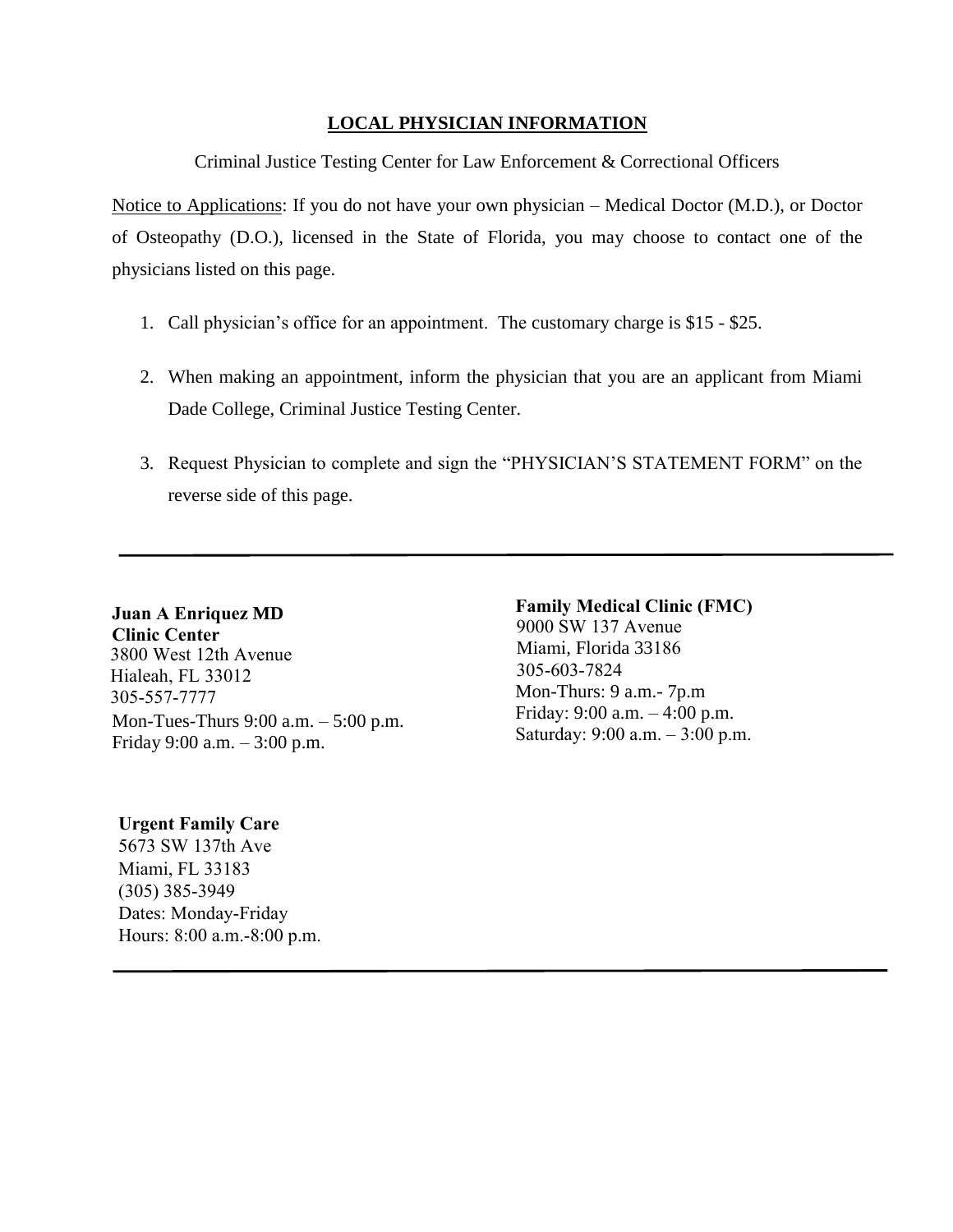## LOCAL PHYSICIAN INFORMATION

Criminal Justice Testing Center for Law Enforcement & Correctional Officers

Notice to Applications: If you do not have your own physician – Medical Doctor (M.D.), or Doctor of Osteopathy (D.O.), licensed in the State of Florida, you may choose to contact one of the physicians listed on this page.

1. Call physician's office for an appointment. The customary charge is $15 - $25.
2. When making an appointment, inform the physician that you are an applicant from Miami Dade College, Criminal Justice Testing Center.
3. Request Physician to complete and sign the "PHYSICIAN'S STATEMENT FORM" on the reverse side of this page.

---

**Juan A Enriquez MD**
**Clinic Center**
3800 West 12th Avenue
Hialeah, FL 33012
305-557-7777
Mon-Tues-Thurs 9:00 a.m. – 5:00 p.m.
Friday 9:00 a.m. – 3:00 p.m.

**Family Medical Clinic (FMC)**
9000 SW 137 Avenue
Miami, Florida 33186
305-603-7824
Mon-Thurs: 9 a.m.- 7p.m
Friday: 9:00 a.m. – 4:00 p.m.
Saturday: 9:00 a.m. – 3:00 p.m.

**Urgent Family Care**
5673 SW 137th Ave
Miami, FL 33183
(305) 385-3949
Dates: Monday-Friday
Hours: 8:00 a.m.-8:00 p.m.

---